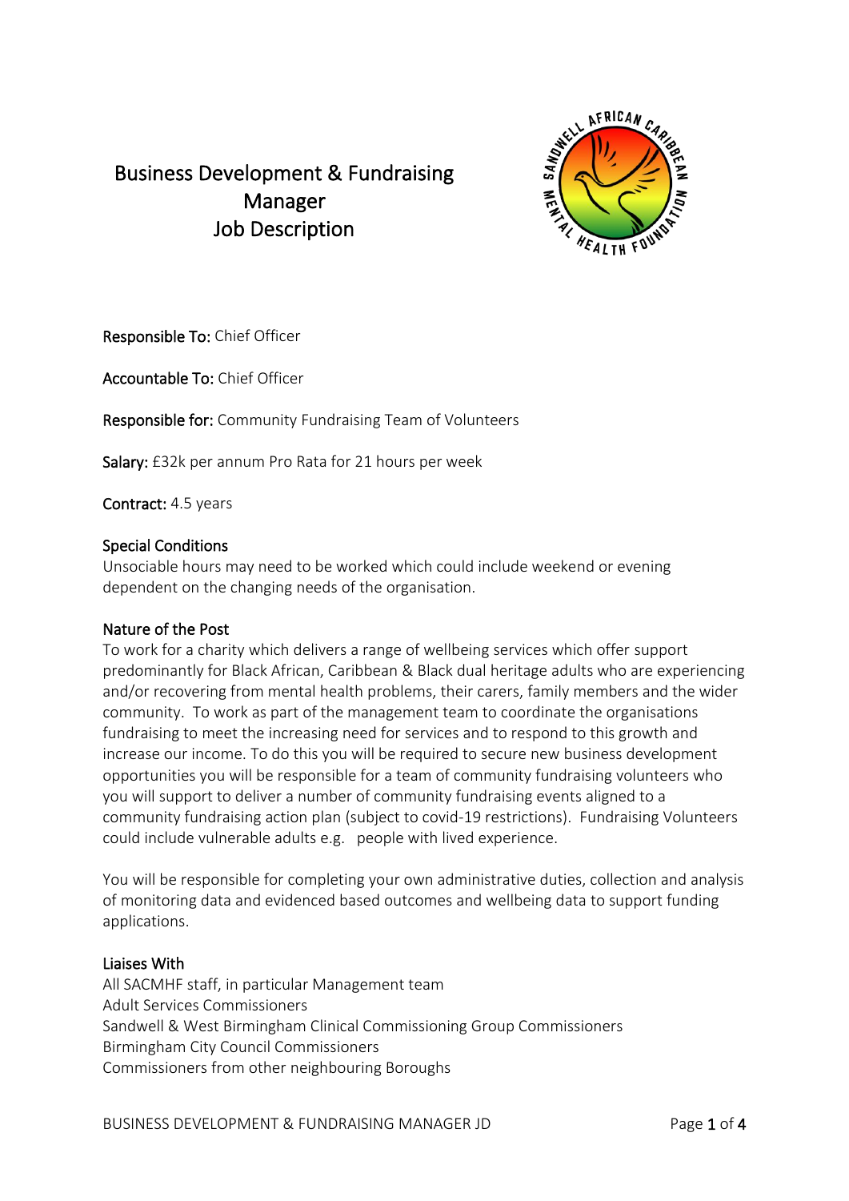# Business Development & Fundraising Manager Job Description

**Responsible To:** Chief Officer

**Accountable To:** Chief Officer

**Responsible for:** Community Fundraising Team of Volunteers

**Salary:** £32k per annum Pro Rata for 21 hours per week

**Contract:** 4.5 years

## Special Conditions

Unsociable hours may need to be worked which could include weekend or evening dependent on the changing needs of the organisation.

## Nature of the Post

To work for a charity which delivers a range of wellbeing services which offer support predominantly for Black African, Caribbean & Black dual heritage adults who are experiencing and/or recovering from mental health problems, their carers, family members and the wider community. To work as part of the management team to coordinate the organisations fundraising to meet the increasing need for services and to respond to this growth and increase our income. To do this you will be required to secure new business development opportunities you will be responsible for a team of community fundraising volunteers who you will support to deliver a number of community fundraising events aligned to a community fundraising action plan (subject to covid-19 restrictions). Fundraising Volunteers could include vulnerable adults e.g. people with lived experience.

You will be responsible for completing your own administrative duties, collection and analysis of monitoring data and evidenced based outcomes and wellbeing data to support funding applications.

## Liaises With

All SACMHF staff, in particular Management team
Adult Services Commissioners
Sandwell & West Birmingham Clinical Commissioning Group Commissioners
Birmingham City Council Commissioners
Commissioners from other neighbouring Boroughs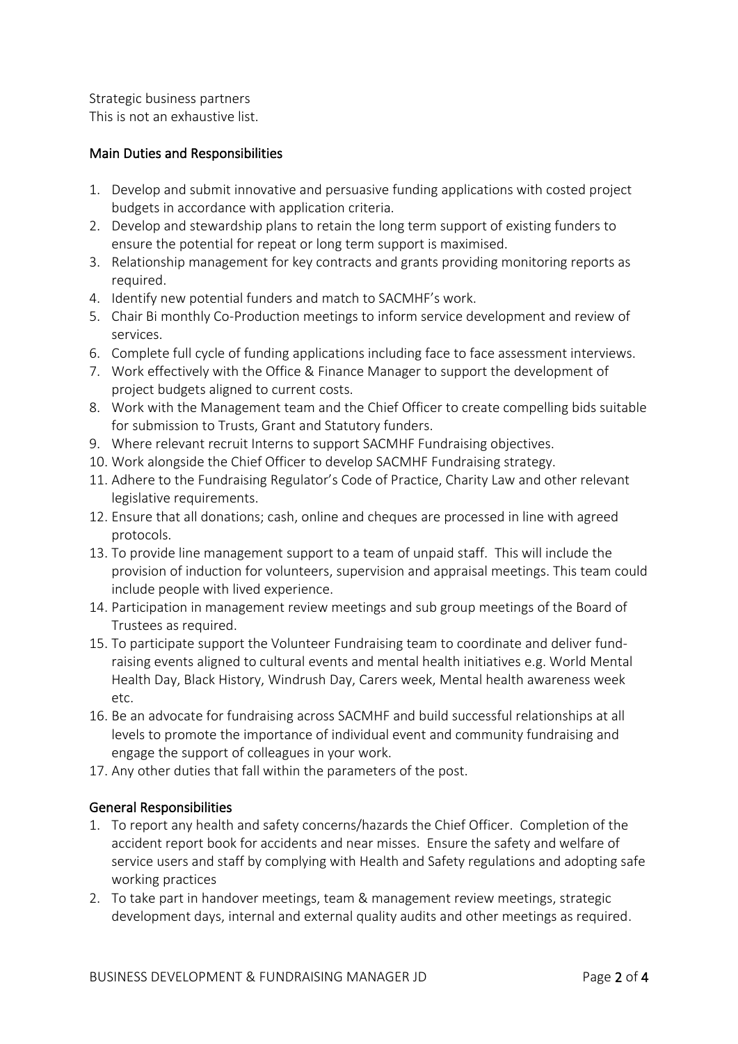Strategic business partners
This is not an exhaustive list.

## Main Duties and Responsibilities

1. Develop and submit innovative and persuasive funding applications with costed project budgets in accordance with application criteria.
2. Develop and stewardship plans to retain the long term support of existing funders to ensure the potential for repeat or long term support is maximised.
3. Relationship management for key contracts and grants providing monitoring reports as required.
4. Identify new potential funders and match to SACMHF's work.
5. Chair Bi monthly Co-Production meetings to inform service development and review of services.
6. Complete full cycle of funding applications including face to face assessment interviews.
7. Work effectively with the Office & Finance Manager to support the development of project budgets aligned to current costs.
8. Work with the Management team and the Chief Officer to create compelling bids suitable for submission to Trusts, Grant and Statutory funders.
9. Where relevant recruit Interns to support SACMHF Fundraising objectives.
10. Work alongside the Chief Officer to develop SACMHF Fundraising strategy.
11. Adhere to the Fundraising Regulator's Code of Practice, Charity Law and other relevant legislative requirements.
12. Ensure that all donations; cash, online and cheques are processed in line with agreed protocols.
13. To provide line management support to a team of unpaid staff. This will include the provision of induction for volunteers, supervision and appraisal meetings. This team could include people with lived experience.
14. Participation in management review meetings and sub group meetings of the Board of Trustees as required.
15. To participate support the Volunteer Fundraising team to coordinate and deliver fund-raising events aligned to cultural events and mental health initiatives e.g. World Mental Health Day, Black History, Windrush Day, Carers week, Mental health awareness week etc.
16. Be an advocate for fundraising across SACMHF and build successful relationships at all levels to promote the importance of individual event and community fundraising and engage the support of colleagues in your work.
17. Any other duties that fall within the parameters of the post.

## General Responsibilities

1. To report any health and safety concerns/hazards the Chief Officer. Completion of the accident report book for accidents and near misses. Ensure the safety and welfare of service users and staff by complying with Health and Safety regulations and adopting safe working practices
2. To take part in handover meetings, team & management review meetings, strategic development days, internal and external quality audits and other meetings as required.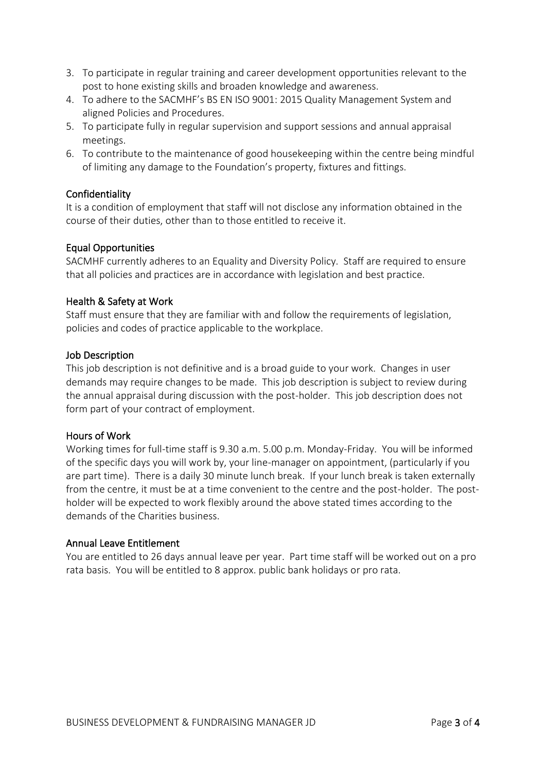3. To participate in regular training and career development opportunities relevant to the post to hone existing skills and broaden knowledge and awareness.
4. To adhere to the SACMHF's BS EN ISO 9001: 2015 Quality Management System and aligned Policies and Procedures.
5. To participate fully in regular supervision and support sessions and annual appraisal meetings.
6. To contribute to the maintenance of good housekeeping within the centre being mindful of limiting any damage to the Foundation's property, fixtures and fittings.

## Confidentiality

It is a condition of employment that staff will not disclose any information obtained in the course of their duties, other than to those entitled to receive it.

## Equal Opportunities

SACMHF currently adheres to an Equality and Diversity Policy. Staff are required to ensure that all policies and practices are in accordance with legislation and best practice.

## Health & Safety at Work

Staff must ensure that they are familiar with and follow the requirements of legislation, policies and codes of practice applicable to the workplace.

## Job Description

This job description is not definitive and is a broad guide to your work. Changes in user demands may require changes to be made. This job description is subject to review during the annual appraisal during discussion with the post-holder. This job description does not form part of your contract of employment.

## Hours of Work

Working times for full-time staff is 9.30 a.m. 5.00 p.m. Monday-Friday. You will be informed of the specific days you will work by, your line-manager on appointment, (particularly if you are part time). There is a daily 30 minute lunch break. If your lunch break is taken externally from the centre, it must be at a time convenient to the centre and the post-holder. The post-holder will be expected to work flexibly around the above stated times according to the demands of the Charities business.

## Annual Leave Entitlement

You are entitled to 26 days annual leave per year. Part time staff will be worked out on a pro rata basis. You will be entitled to 8 approx. public bank holidays or pro rata.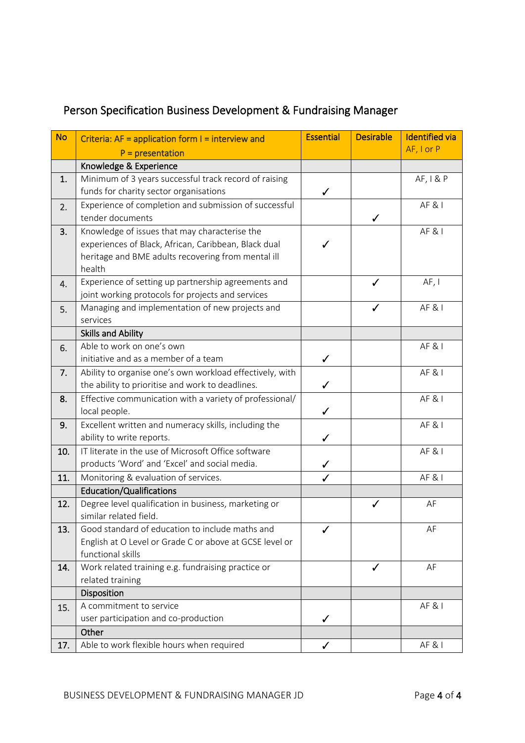## Person Specification Business Development & Fundraising Manager

| No | Criteria: AF = application form I = interview and P = presentation | Essential | Desirable | Identified via AF, I or P |
|---|---|---|---|---|
| | **Knowledge & Experience** | | | |
| 1. | Minimum of 3 years successful track record of raising funds for charity sector organisations | ✓ | | AF, I & P |
| 2. | Experience of completion and submission of successful tender documents | | ✓ | AF & I |
| 3. | Knowledge of issues that may characterise the experiences of Black, African, Caribbean, Black dual heritage and BME adults recovering from mental ill health | ✓ | | AF & I |
| 4. | Experience of setting up partnership agreements and joint working protocols for projects and services | | ✓ | AF, I |
| 5. | Managing and implementation of new projects and services | | ✓ | AF & I |
| | **Skills and Ability** | | | |
| 6. | Able to work on one's own initiative and as a member of a team | ✓ | | AF & I |
| 7. | Ability to organise one's own workload effectively, with the ability to prioritise and work to deadlines. | ✓ | | AF & I |
| 8. | Effective communication with a variety of professional/ local people. | ✓ | | AF & I |
| 9. | Excellent written and numeracy skills, including the ability to write reports. | ✓ | | AF & I |
| 10. | IT literate in the use of Microsoft Office software products 'Word' and 'Excel' and social media. | ✓ | | AF & I |
| 11. | Monitoring & evaluation of services. | ✓ | | AF & I |
| | **Education/Qualifications** | | | |
| 12. | Degree level qualification in business, marketing or similar related field. | | ✓ | AF |
| 13. | Good standard of education to include maths and English at O Level or Grade C or above at GCSE level or functional skills | ✓ | | AF |
| 14. | Work related training e.g. fundraising practice or related training | | ✓ | AF |
| | **Disposition** | | | |
| 15. | A commitment to service user participation and co-production | ✓ | | AF & I |
| | **Other** | | | |
| 17. | Able to work flexible hours when required | ✓ | | AF & I |